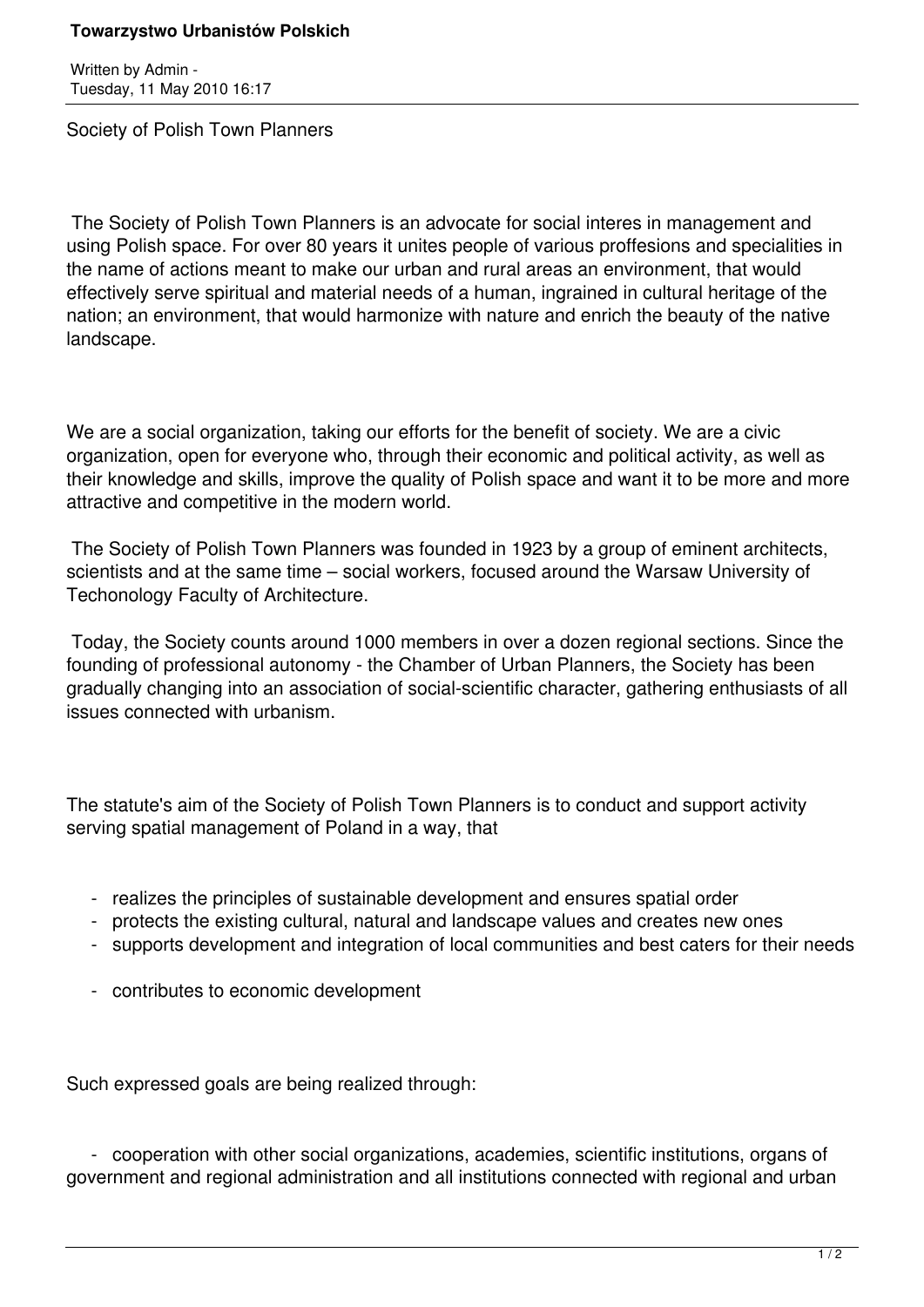# Towarzystwo Urbanistów Polskich

Written by Admin -
Tuesday, 11 May 2010 16:17

Society of Polish Town Planners

The Society of Polish Town Planners is an advocate for social interes in management and using Polish space. For over 80 years it unites people of various proffesions and specialities in the name of actions meant to make our urban and rural areas an environment, that would effectively serve spiritual and material needs of a human, ingrained in cultural heritage of the nation; an environment, that would harmonize with nature and enrich the beauty of the native landscape.

We are a social organization, taking our efforts for the benefit of society. We are a civic organization, open for everyone who, through their economic and political activity, as well as their knowledge and skills, improve the quality of Polish space and want it to be more and more attractive and competitive in the modern world.

The Society of Polish Town Planners was founded in 1923 by a group of eminent architects, scientists and at the same time – social workers, focused around the Warsaw University of Techonology Faculty of Architecture.

Today, the Society counts around 1000 members in over a dozen regional sections. Since the founding of professional autonomy - the Chamber of Urban Planners, the Society has been gradually changing into an association of social-scientific character, gathering enthusiasts of all issues connected with urbanism.

The statute's aim of the Society of Polish Town Planners is to conduct and support activity serving spatial management of Poland in a way, that

- realizes the principles of sustainable development and ensures spatial order
- protects the existing cultural, natural and landscape values and creates new ones
- supports development and integration of local communities and best caters for their needs
- contributes to economic development

Such expressed goals are being realized through:

- cooperation with other social organizations, academies, scientific institutions, organs of government and regional administration and all institutions connected with regional and urban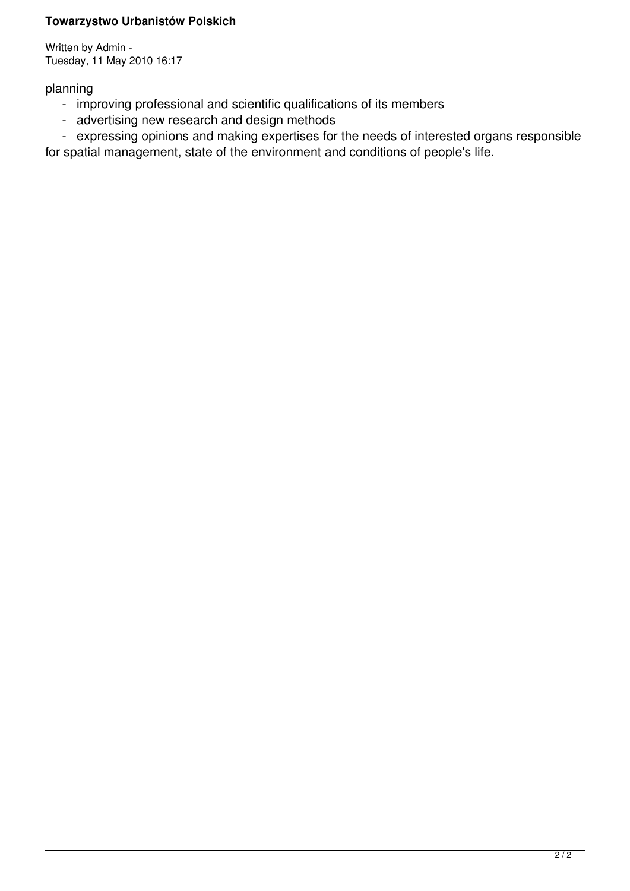planning

- improving professional and scientific qualifications of its members
- advertising new research and design methods
- expressing opinions and making expertises for the needs of interested organs responsible for spatial management, state of the environment and conditions of people's life.